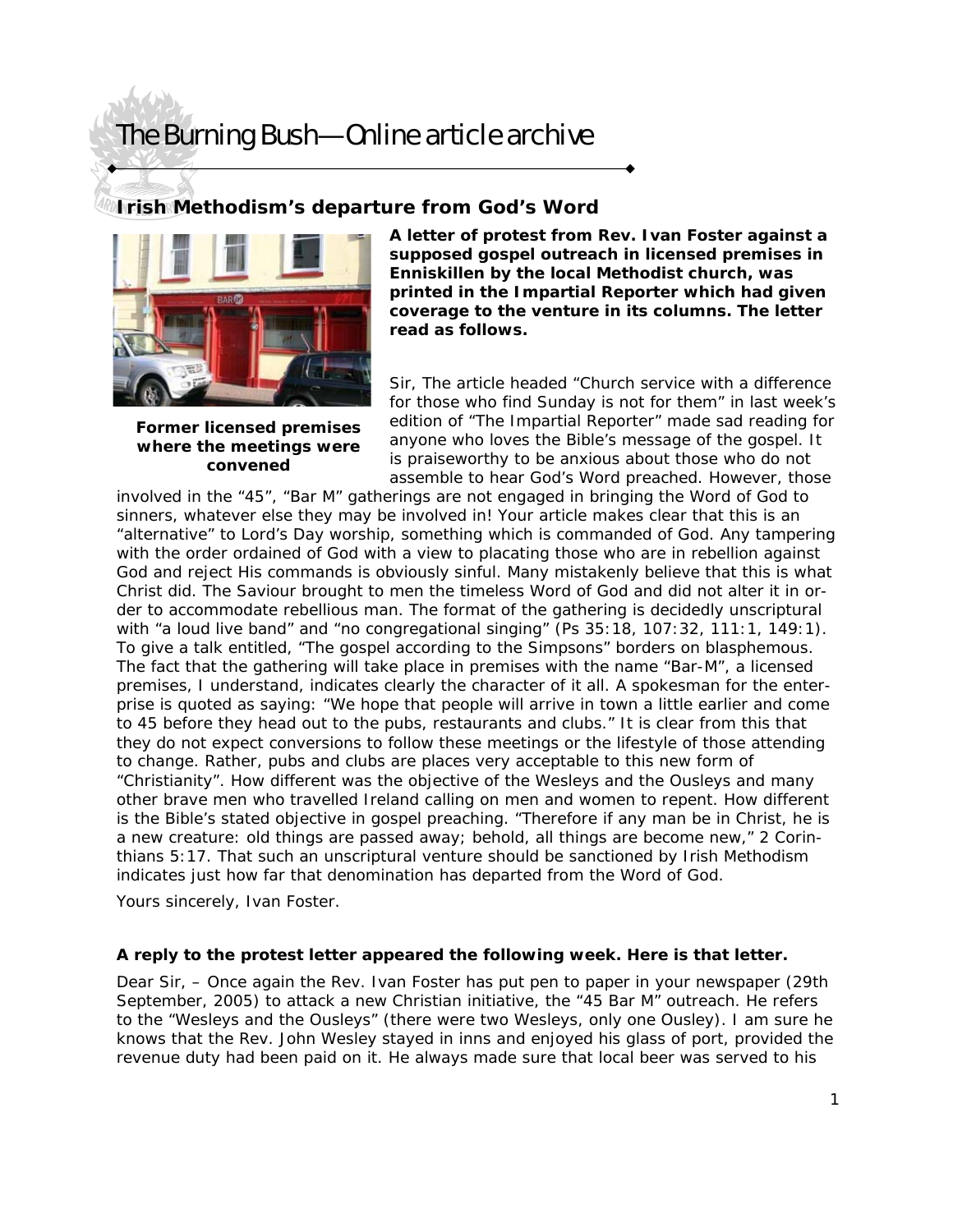# The Burning Bush—Online article archive

## Irish Methodism's departure from God's Word

Former licensed premises where the meetings were convened

**A letter of protest from Rev. Ivan Foster against a supposed gospel outreach in licensed premises in Enniskillen by the local Methodist church, was printed in the Impartial Reporter which had given coverage to the venture in its columns. The letter read as follows.**

Sir, The article headed "Church service with a difference for those who find Sunday is not for them" in last week's edition of "The Impartial Reporter" made sad reading for anyone who loves the Bible's message of the gospel. It is praiseworthy to be anxious about those who do not assemble to hear God's Word preached. However, those involved in the "45", "Bar M" gatherings are not engaged in bringing the Word of God to sinners, whatever else they may be involved in! Your article makes clear that this is an "alternative" to Lord's Day worship, something which is commanded of God. Any tampering with the order ordained of God with a view to placating those who are in rebellion against God and reject His commands is obviously sinful. Many mistakenly believe that this is what Christ did. The Saviour brought to men the timeless Word of God and did not alter it in order to accommodate rebellious man. The format of the gathering is decidedly unscriptural with "a loud live band" and "no congregational singing" (Ps 35:18, 107:32, 111:1, 149:1). To give a talk entitled, "The gospel according to the Simpsons" borders on blasphemous. The fact that the gathering will take place in premises with the name "Bar-M", a licensed premises, I understand, indicates clearly the character of it all. A spokesman for the enterprise is quoted as saying: "We hope that people will arrive in town a little earlier and come to 45 before they head out to the pubs, restaurants and clubs." It is clear from this that they do not expect conversions to follow these meetings or the lifestyle of those attending to change. Rather, pubs and clubs are places very acceptable to this new form of "Christianity". How different was the objective of the Wesleys and the Ousleys and many other brave men who travelled Ireland calling on men and women to repent. How different is the Bible's stated objective in gospel preaching. "Therefore if any man be in Christ, he is a new creature: old things are passed away; behold, all things are become new," 2 Corinthians 5:17. That such an unscriptural venture should be sanctioned by Irish Methodism indicates just how far that denomination has departed from the Word of God.

Yours sincerely, Ivan Foster.

**A reply to the protest letter appeared the following week. Here is that letter.**

Dear Sir, – Once again the Rev. Ivan Foster has put pen to paper in your newspaper (29th September, 2005) to attack a new Christian initiative, the "45 Bar M" outreach. He refers to the "Wesleys and the Ousleys" (there were two Wesleys, only one Ousley). I am sure he knows that the Rev. John Wesley stayed in inns and enjoyed his glass of port, provided the revenue duty had been paid on it. He always made sure that local beer was served to his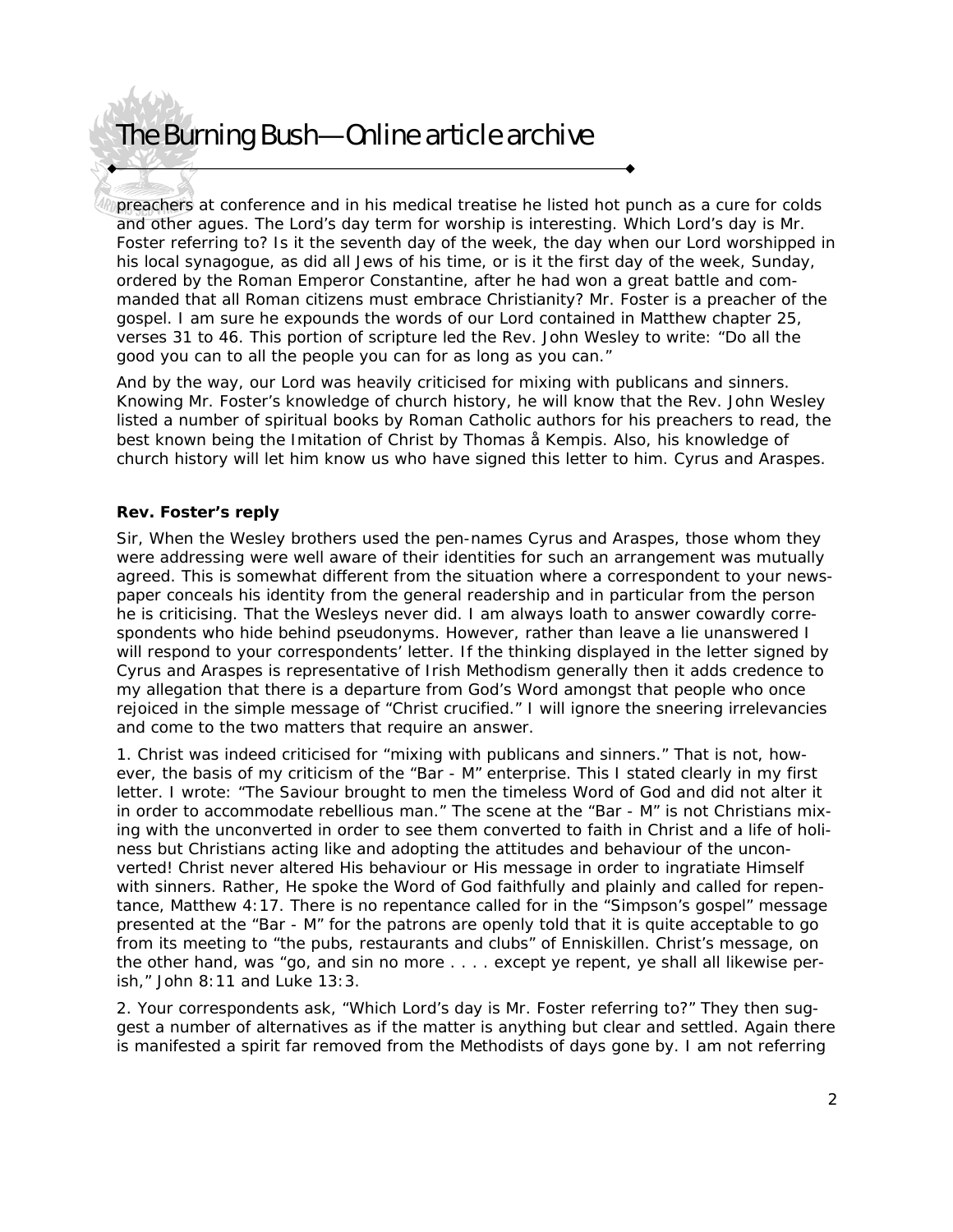preachers at conference and in his medical treatise he listed hot punch as a cure for colds and other agues. The Lord's day term for worship is interesting. Which Lord's day is Mr. Foster referring to? Is it the seventh day of the week, the day when our Lord worshipped in his local synagogue, as did all Jews of his time, or is it the first day of the week, Sunday, ordered by the Roman Emperor Constantine, after he had won a great battle and commanded that all Roman citizens must embrace Christianity? Mr. Foster is a preacher of the gospel. I am sure he expounds the words of our Lord contained in Matthew chapter 25, verses 31 to 46. This portion of scripture led the Rev. John Wesley to write: "Do all the good you can to all the people you can for as long as you can."

And by the way, our Lord was heavily criticised for mixing with publicans and sinners. Knowing Mr. Foster's knowledge of church history, he will know that the Rev. John Wesley listed a number of spiritual books by Roman Catholic authors for his preachers to read, the best known being the Imitation of Christ by Thomas å Kempis. Also, his knowledge of church history will let him know us who have signed this letter to him. Cyrus and Araspes.

**Rev. Foster's reply**

Sir, When the Wesley brothers used the pen-names Cyrus and Araspes, those whom they were addressing were well aware of their identities for such an arrangement was mutually agreed. This is somewhat different from the situation where a correspondent to your newspaper conceals his identity from the general readership and in particular from the person he is criticising. That the Wesleys never did. I am always loath to answer cowardly correspondents who hide behind pseudonyms. However, rather than leave a lie unanswered I will respond to your correspondents' letter. If the thinking displayed in the letter signed by Cyrus and Araspes is representative of Irish Methodism generally then it adds credence to my allegation that there is a departure from God's Word amongst that people who once rejoiced in the simple message of "Christ crucified." I will ignore the sneering irrelevancies and come to the two matters that require an answer.

1. Christ was indeed criticised for "mixing with publicans and sinners." That is not, however, the basis of my criticism of the "Bar - M" enterprise. This I stated clearly in my first letter. I wrote: "The Saviour brought to men the timeless Word of God and did not alter it in order to accommodate rebellious man." The scene at the "Bar - M" is not Christians mixing with the unconverted in order to see them converted to faith in Christ and a life of holiness but Christians acting like and adopting the attitudes and behaviour of the unconverted! Christ never altered His behaviour or His message in order to ingratiate Himself with sinners. Rather, He spoke the Word of God faithfully and plainly and called for repentance, Matthew 4:17. There is no repentance called for in the "Simpson's gospel" message presented at the "Bar - M" for the patrons are openly told that it is quite acceptable to go from its meeting to "the pubs, restaurants and clubs" of Enniskillen. Christ's message, on the other hand, was "go, and sin no more . . . . except ye repent, ye shall all likewise perish," John 8:11 and Luke 13:3.

2. Your correspondents ask, "Which Lord's day is Mr. Foster referring to?" They then suggest a number of alternatives as if the matter is anything but clear and settled. Again there is manifested a spirit far removed from the Methodists of days gone by. I am not referring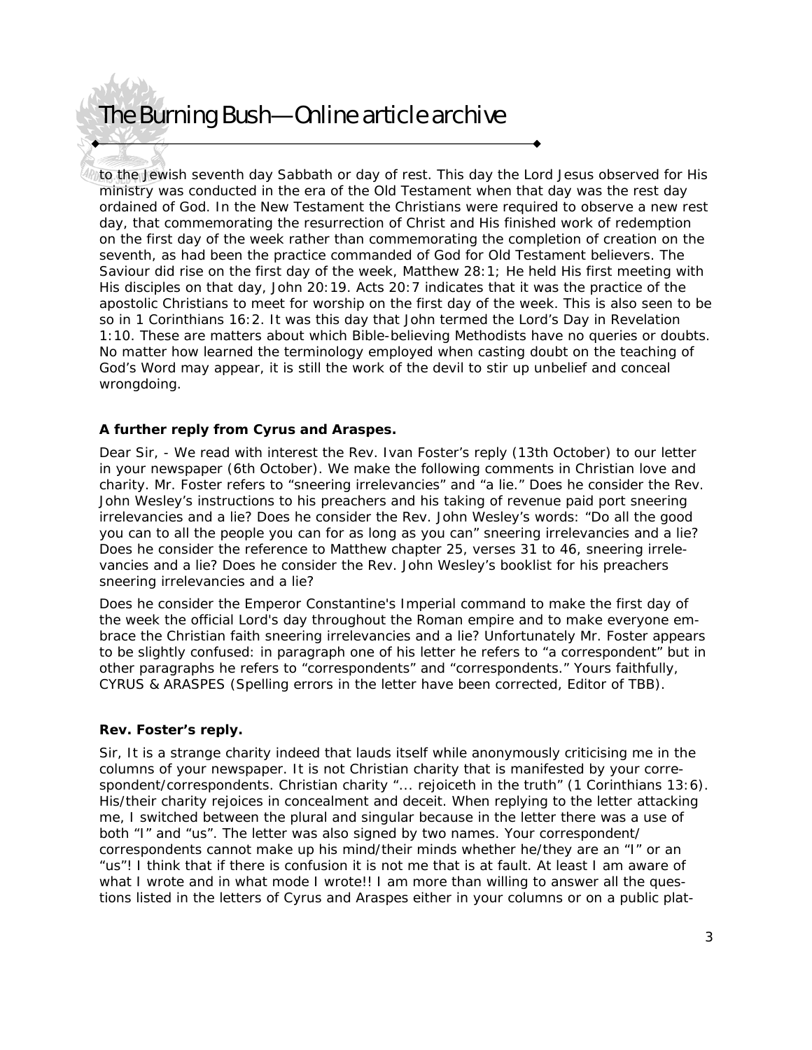to the Jewish seventh day Sabbath or day of rest. This day the Lord Jesus observed for His ministry was conducted in the era of the Old Testament when that day was the rest day ordained of God. In the New Testament the Christians were required to observe a new rest day, that commemorating the resurrection of Christ and His finished work of redemption on the first day of the week rather than commemorating the completion of creation on the seventh, as had been the practice commanded of God for Old Testament believers. The Saviour did rise on the first day of the week, Matthew 28:1; He held His first meeting with His disciples on that day, John 20:19. Acts 20:7 indicates that it was the practice of the apostolic Christians to meet for worship on the first day of the week. This is also seen to be so in 1 Corinthians 16:2. It was this day that John termed the Lord's Day in Revelation 1:10. These are matters about which Bible-believing Methodists have no queries or doubts. No matter how learned the terminology employed when casting doubt on the teaching of God's Word may appear, it is still the work of the devil to stir up unbelief and conceal wrongdoing.

**A further reply from Cyrus and Araspes.**

Dear Sir, - We read with interest the Rev. Ivan Foster's reply (13th October) to our letter in your newspaper (6th October). We make the following comments in Christian love and charity. Mr. Foster refers to "sneering irrelevancies" and "a lie." Does he consider the Rev. John Wesley's instructions to his preachers and his taking of revenue paid port sneering irrelevancies and a lie? Does he consider the Rev. John Wesley's words: "Do all the good you can to all the people you can for as long as you can" sneering irrelevancies and a lie? Does he consider the reference to Matthew chapter 25, verses 31 to 46, sneering irrelevancies and a lie? Does he consider the Rev. John Wesley's booklist for his preachers sneering irrelevancies and a lie?

Does he consider the Emperor Constantine's Imperial command to make the first day of the week the official Lord's day throughout the Roman empire and to make everyone embrace the Christian faith sneering irrelevancies and a lie? Unfortunately Mr. Foster appears to be slightly confused: in paragraph one of his letter he refers to "a correspondent" but in other paragraphs he refers to "correspondents" and "correspondents." Yours faithfully, CYRUS & ARASPES (Spelling errors in the letter have been corrected, Editor of TBB).

**Rev. Foster's reply.**

Sir, It is a strange charity indeed that lauds itself while anonymously criticising me in the columns of your newspaper. It is not Christian charity that is manifested by your correspondent/correspondents. Christian charity "... rejoiceth in the truth" (1 Corinthians 13:6). His/their charity rejoices in concealment and deceit. When replying to the letter attacking me, I switched between the plural and singular because in the letter there was a use of both "I" and "us". The letter was also signed by two names. Your correspondent/correspondents cannot make up his mind/their minds whether he/they are an "I" or an "us"! I think that if there is confusion it is not me that is at fault. At least I am aware of what I wrote and in what mode I wrote!! I am more than willing to answer all the questions listed in the letters of Cyrus and Araspes either in your columns or on a public plat-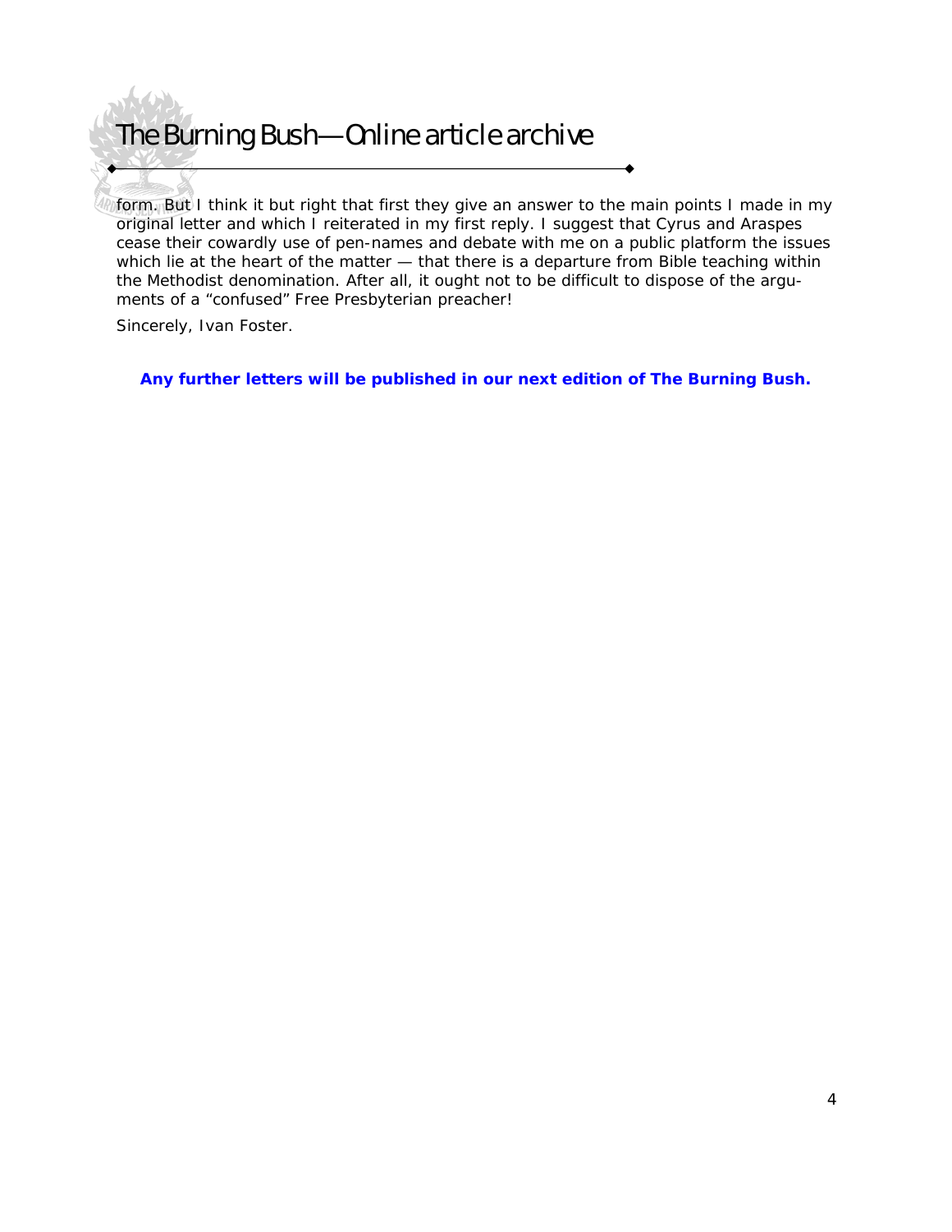form. But I think it but right that first they give an answer to the main points I made in my original letter and which I reiterated in my first reply. I suggest that Cyrus and Araspes cease their cowardly use of pen-names and debate with me on a public platform the issues which lie at the heart of the matter — that there is a departure from Bible teaching within the Methodist denomination. After all, it ought not to be difficult to dispose of the arguments of a "confused" Free Presbyterian preacher!

Sincerely, Ivan Foster.

**Any further letters will be published in our next edition of The Burning Bush.**